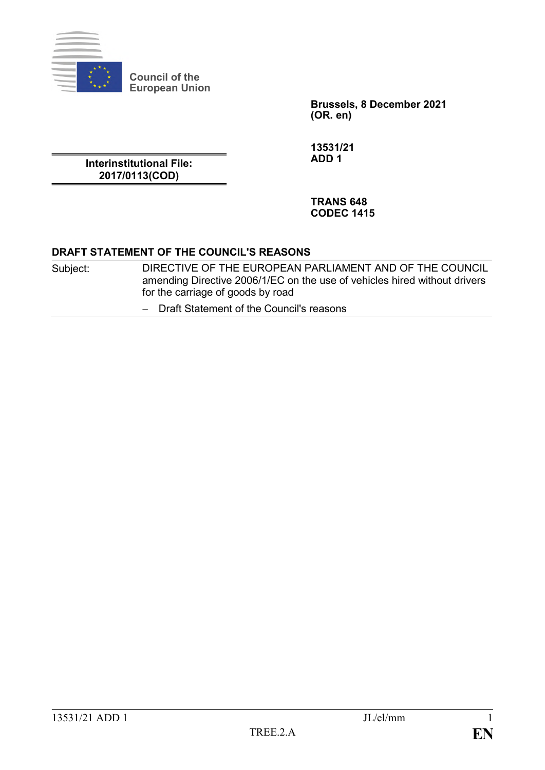Council of the
European Union

**Brussels, 8 December 2021**
**(OR. en)**

**13531/21**
**ADD 1**

**Interinstitutional File:**
**2017/0113(COD)**

**TRANS 648**
**CODEC 1415**

**DRAFT STATEMENT OF THE COUNCIL'S REASONS**

| Subject: | DIRECTIVE OF THE EUROPEAN PARLIAMENT AND OF THE COUNCIL amending Directive 2006/1/EC on the use of vehicles hired without drivers for the carriage of goods by road |
|---|---|
| | – Draft Statement of the Council's reasons |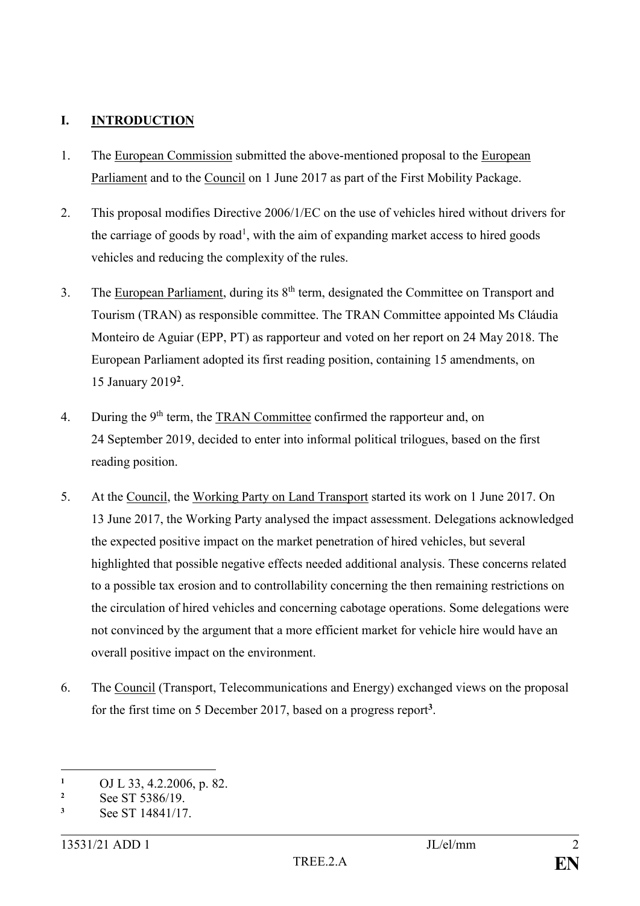## I. INTRODUCTION

1. The European Commission submitted the above-mentioned proposal to the European Parliament and to the Council on 1 June 2017 as part of the First Mobility Package.

2. This proposal modifies Directive 2006/1/EC on the use of vehicles hired without drivers for the carriage of goods by road[1], with the aim of expanding market access to hired goods vehicles and reducing the complexity of the rules.

3. The European Parliament, during its 8th term, designated the Committee on Transport and Tourism (TRAN) as responsible committee. The TRAN Committee appointed Ms Cláudia Monteiro de Aguiar (EPP, PT) as rapporteur and voted on her report on 24 May 2018. The European Parliament adopted its first reading position, containing 15 amendments, on 15 January 2019[2].

4. During the 9th term, the TRAN Committee confirmed the rapporteur and, on 24 September 2019, decided to enter into informal political trilogues, based on the first reading position.

5. At the Council, the Working Party on Land Transport started its work on 1 June 2017. On 13 June 2017, the Working Party analysed the impact assessment. Delegations acknowledged the expected positive impact on the market penetration of hired vehicles, but several highlighted that possible negative effects needed additional analysis. These concerns related to a possible tax erosion and to controllability concerning the then remaining restrictions on the circulation of hired vehicles and concerning cabotage operations. Some delegations were not convinced by the argument that a more efficient market for vehicle hire would have an overall positive impact on the environment.

6. The Council (Transport, Telecommunications and Energy) exchanged views on the proposal for the first time on 5 December 2017, based on a progress report[3].

---

[1] OJ L 33, 4.2.2006, p. 82.
[2] See ST 5386/19.
[3] See ST 14841/17.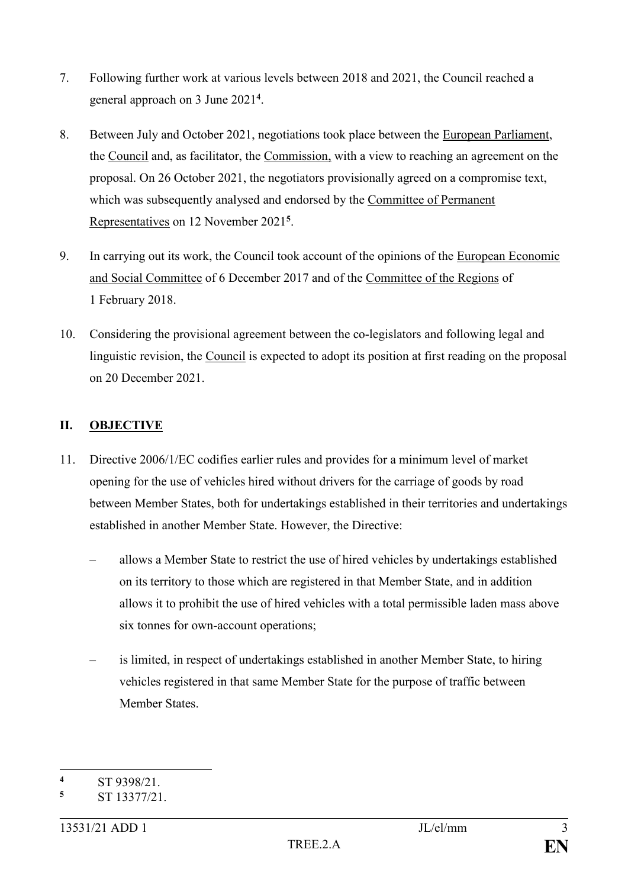7. Following further work at various levels between 2018 and 2021, the Council reached a general approach on 3 June 2021[4].

8. Between July and October 2021, negotiations took place between the European Parliament, the Council and, as facilitator, the Commission, with a view to reaching an agreement on the proposal. On 26 October 2021, the negotiators provisionally agreed on a compromise text, which was subsequently analysed and endorsed by the Committee of Permanent Representatives on 12 November 2021[5].

9. In carrying out its work, the Council took account of the opinions of the European Economic and Social Committee of 6 December 2017 and of the Committee of the Regions of 1 February 2018.

10. Considering the provisional agreement between the co-legislators and following legal and linguistic revision, the Council is expected to adopt its position at first reading on the proposal on 20 December 2021.

## II. OBJECTIVE

11. Directive 2006/1/EC codifies earlier rules and provides for a minimum level of market opening for the use of vehicles hired without drivers for the carriage of goods by road between Member States, both for undertakings established in their territories and undertakings established in another Member State. However, the Directive:

    – allows a Member State to restrict the use of hired vehicles by undertakings established on its territory to those which are registered in that Member State, and in addition allows it to prohibit the use of hired vehicles with a total permissible laden mass above six tonnes for own-account operations;

    – is limited, in respect of undertakings established in another Member State, to hiring vehicles registered in that same Member State for the purpose of traffic between Member States.

---

[4] ST 9398/21.

[5] ST 13377/21.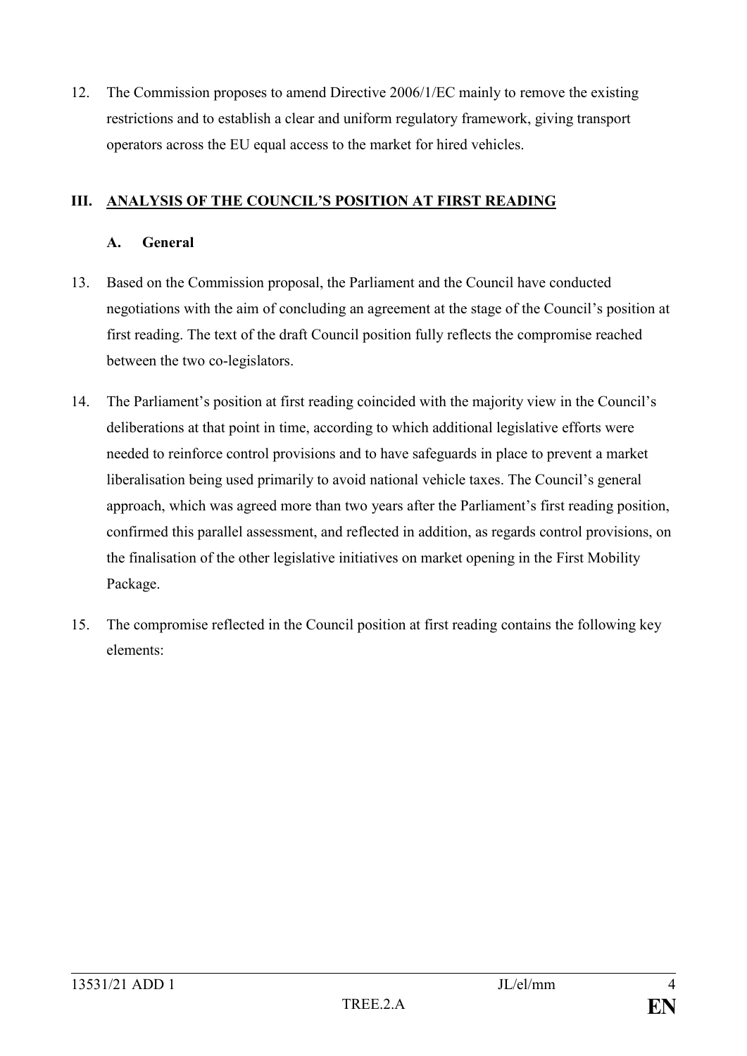12. The Commission proposes to amend Directive 2006/1/EC mainly to remove the existing restrictions and to establish a clear and uniform regulatory framework, giving transport operators across the EU equal access to the market for hired vehicles.

## III. ANALYSIS OF THE COUNCIL'S POSITION AT FIRST READING

### A. General

13. Based on the Commission proposal, the Parliament and the Council have conducted negotiations with the aim of concluding an agreement at the stage of the Council's position at first reading. The text of the draft Council position fully reflects the compromise reached between the two co-legislators.

14. The Parliament's position at first reading coincided with the majority view in the Council's deliberations at that point in time, according to which additional legislative efforts were needed to reinforce control provisions and to have safeguards in place to prevent a market liberalisation being used primarily to avoid national vehicle taxes. The Council's general approach, which was agreed more than two years after the Parliament's first reading position, confirmed this parallel assessment, and reflected in addition, as regards control provisions, on the finalisation of the other legislative initiatives on market opening in the First Mobility Package.

15. The compromise reflected in the Council position at first reading contains the following key elements: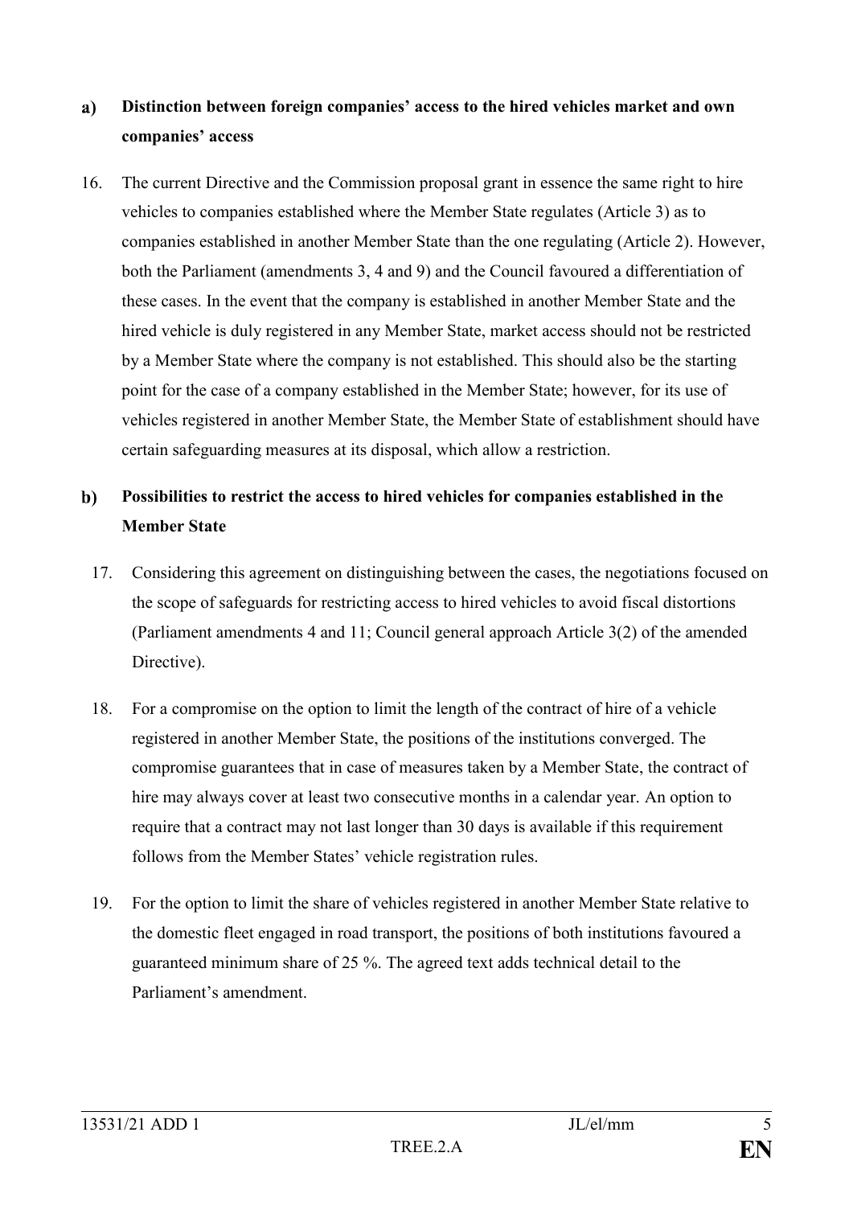**a) Distinction between foreign companies' access to the hired vehicles market and own companies' access**

16. The current Directive and the Commission proposal grant in essence the same right to hire vehicles to companies established where the Member State regulates (Article 3) as to companies established in another Member State than the one regulating (Article 2). However, both the Parliament (amendments 3, 4 and 9) and the Council favoured a differentiation of these cases. In the event that the company is established in another Member State and the hired vehicle is duly registered in any Member State, market access should not be restricted by a Member State where the company is not established. This should also be the starting point for the case of a company established in the Member State; however, for its use of vehicles registered in another Member State, the Member State of establishment should have certain safeguarding measures at its disposal, which allow a restriction.

**b) Possibilities to restrict the access to hired vehicles for companies established in the Member State**

17. Considering this agreement on distinguishing between the cases, the negotiations focused on the scope of safeguards for restricting access to hired vehicles to avoid fiscal distortions (Parliament amendments 4 and 11; Council general approach Article 3(2) of the amended Directive).

18. For a compromise on the option to limit the length of the contract of hire of a vehicle registered in another Member State, the positions of the institutions converged. The compromise guarantees that in case of measures taken by a Member State, the contract of hire may always cover at least two consecutive months in a calendar year. An option to require that a contract may not last longer than 30 days is available if this requirement follows from the Member States' vehicle registration rules.

19. For the option to limit the share of vehicles registered in another Member State relative to the domestic fleet engaged in road transport, the positions of both institutions favoured a guaranteed minimum share of 25 %. The agreed text adds technical detail to the Parliament's amendment.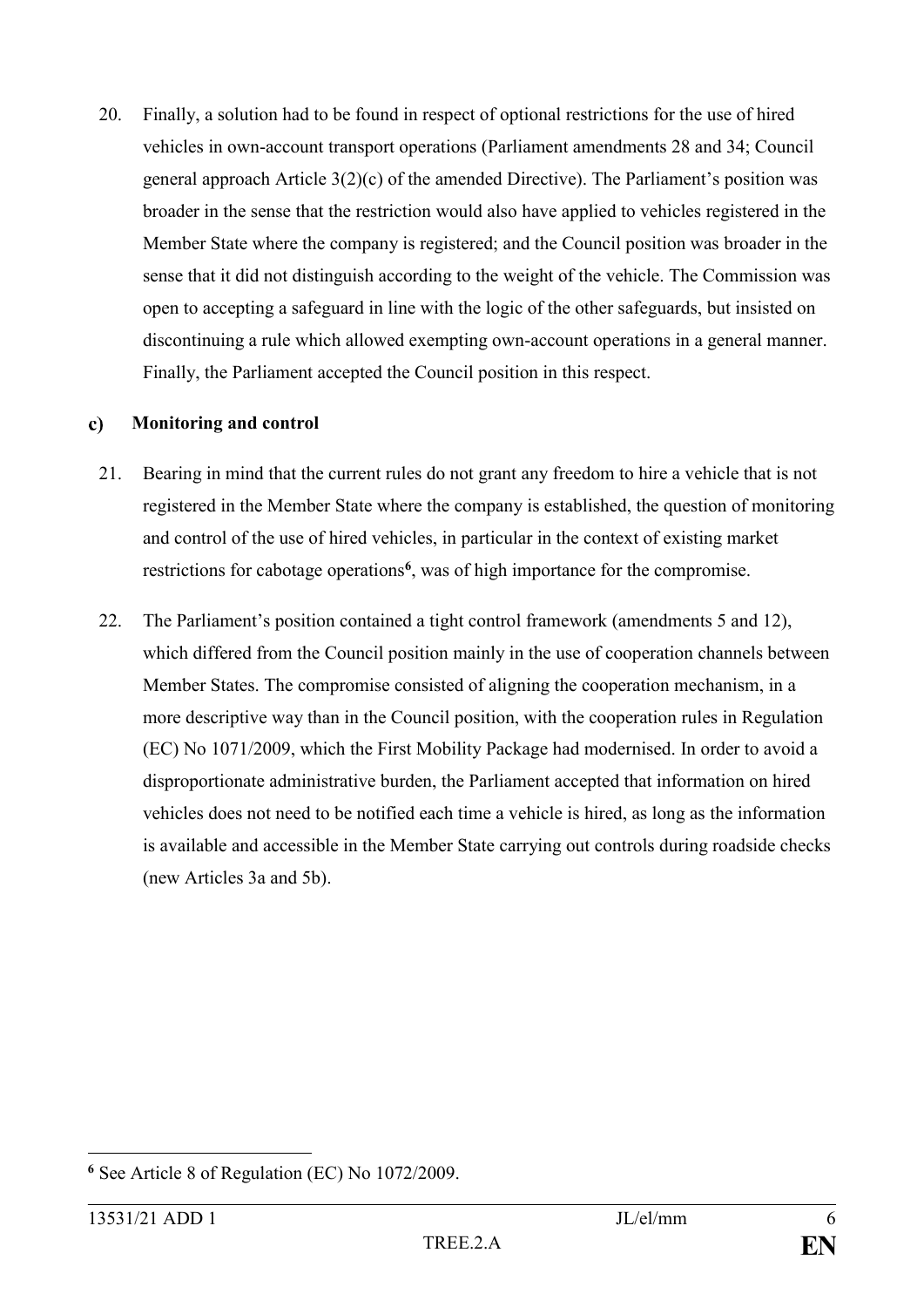20. Finally, a solution had to be found in respect of optional restrictions for the use of hired vehicles in own-account transport operations (Parliament amendments 28 and 34; Council general approach Article 3(2)(c) of the amended Directive). The Parliament's position was broader in the sense that the restriction would also have applied to vehicles registered in the Member State where the company is registered; and the Council position was broader in the sense that it did not distinguish according to the weight of the vehicle. The Commission was open to accepting a safeguard in line with the logic of the other safeguards, but insisted on discontinuing a rule which allowed exempting own-account operations in a general manner. Finally, the Parliament accepted the Council position in this respect.

### c) Monitoring and control

21. Bearing in mind that the current rules do not grant any freedom to hire a vehicle that is not registered in the Member State where the company is established, the question of monitoring and control of the use of hired vehicles, in particular in the context of existing market restrictions for cabotage operations[6], was of high importance for the compromise.

22. The Parliament's position contained a tight control framework (amendments 5 and 12), which differed from the Council position mainly in the use of cooperation channels between Member States. The compromise consisted of aligning the cooperation mechanism, in a more descriptive way than in the Council position, with the cooperation rules in Regulation (EC) No 1071/2009, which the First Mobility Package had modernised. In order to avoid a disproportionate administrative burden, the Parliament accepted that information on hired vehicles does not need to be notified each time a vehicle is hired, as long as the information is available and accessible in the Member State carrying out controls during roadside checks (new Articles 3a and 5b).

---

[6] See Article 8 of Regulation (EC) No 1072/2009.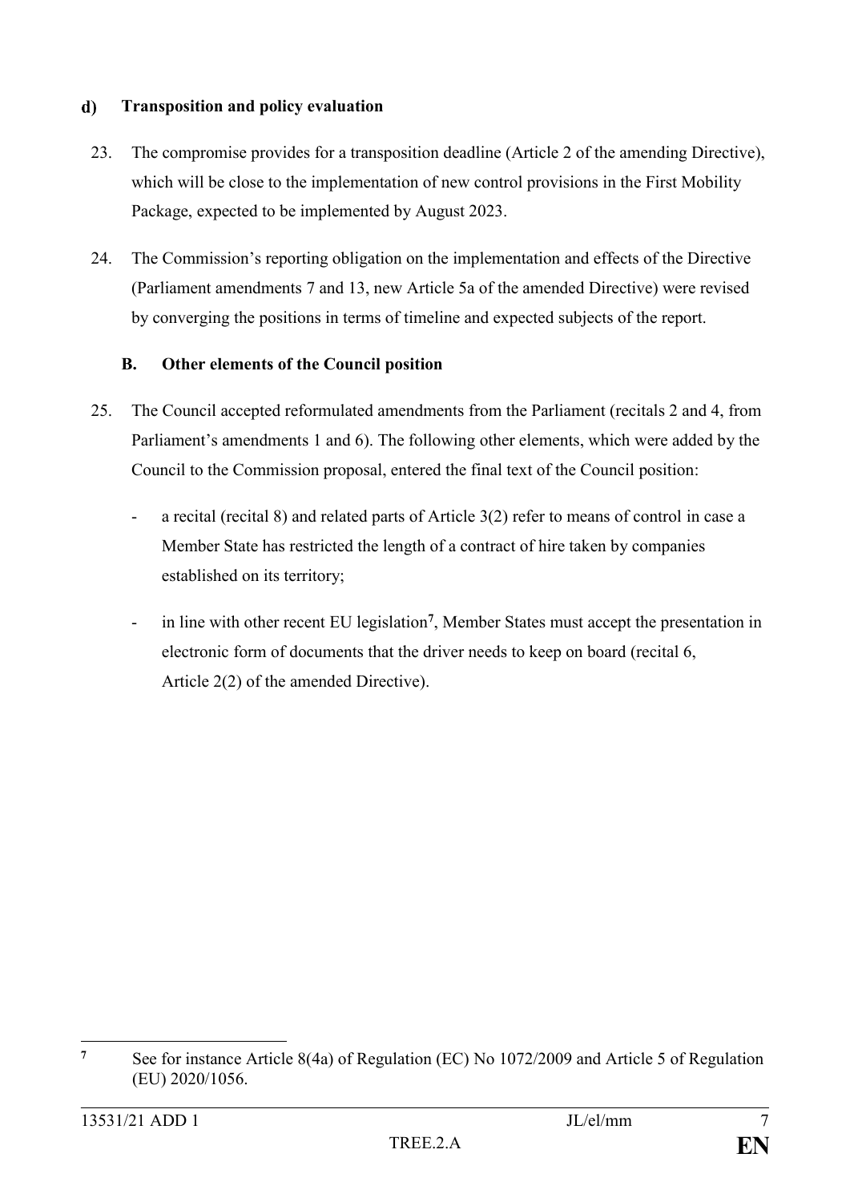### d) Transposition and policy evaluation

23. The compromise provides for a transposition deadline (Article 2 of the amending Directive), which will be close to the implementation of new control provisions in the First Mobility Package, expected to be implemented by August 2023.

24. The Commission's reporting obligation on the implementation and effects of the Directive (Parliament amendments 7 and 13, new Article 5a of the amended Directive) were revised by converging the positions in terms of timeline and expected subjects of the report.

## B. Other elements of the Council position

25. The Council accepted reformulated amendments from the Parliament (recitals 2 and 4, from Parliament's amendments 1 and 6). The following other elements, which were added by the Council to the Commission proposal, entered the final text of the Council position:

    - a recital (recital 8) and related parts of Article 3(2) refer to means of control in case a Member State has restricted the length of a contract of hire taken by companies established on its territory;
    - in line with other recent EU legislation[7], Member States must accept the presentation in electronic form of documents that the driver needs to keep on board (recital 6, Article 2(2) of the amended Directive).

---

[7] See for instance Article 8(4a) of Regulation (EC) No 1072/2009 and Article 5 of Regulation (EU) 2020/1056.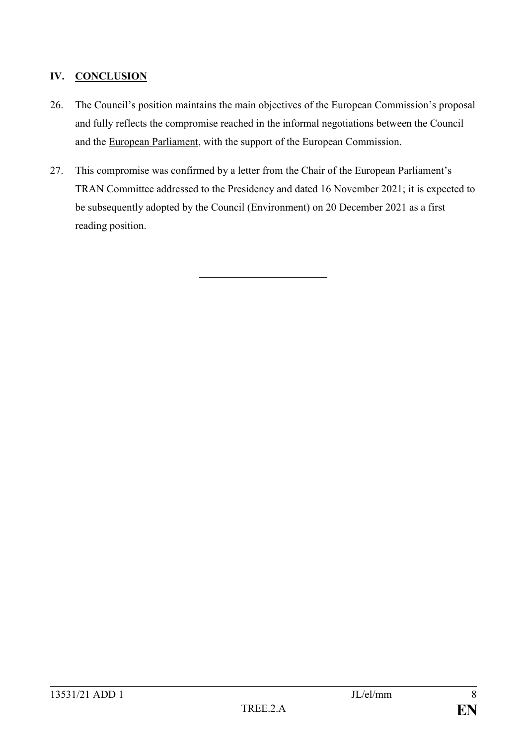## IV. CONCLUSION

26. The Council's position maintains the main objectives of the European Commission's proposal and fully reflects the compromise reached in the informal negotiations between the Council and the European Parliament, with the support of the European Commission.

27. This compromise was confirmed by a letter from the Chair of the European Parliament's TRAN Committee addressed to the Presidency and dated 16 November 2021; it is expected to be subsequently adopted by the Council (Environment) on 20 December 2021 as a first reading position.